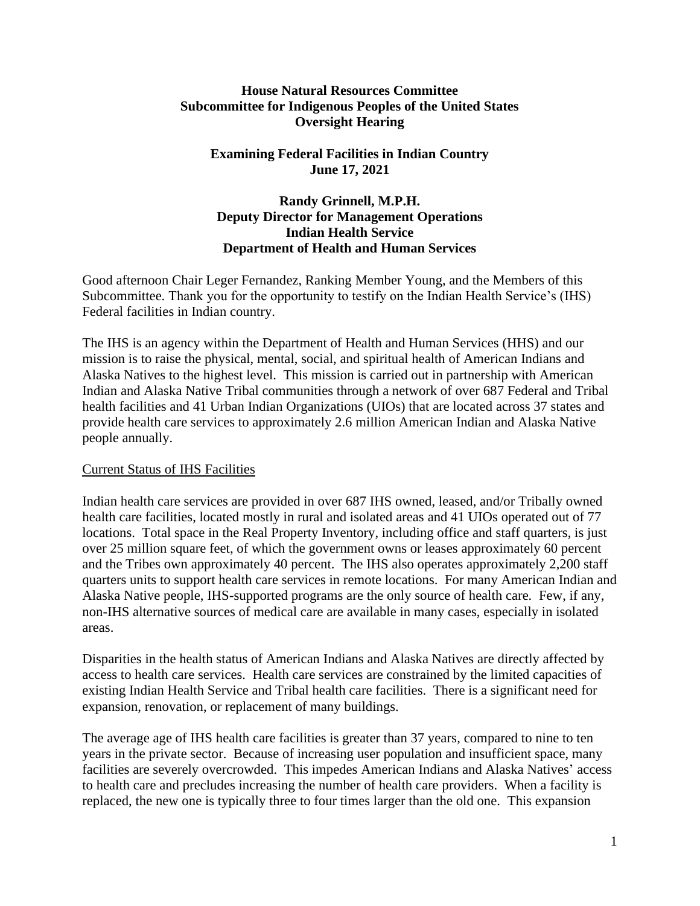**House Natural Resources Committee**
**Subcommittee for Indigenous Peoples of the United States**
**Oversight Hearing**

**Examining Federal Facilities in Indian Country**
**June 17, 2021**

**Randy Grinnell, M.P.H.**
**Deputy Director for Management Operations**
**Indian Health Service**
**Department of Health and Human Services**

Good afternoon Chair Leger Fernandez, Ranking Member Young, and the Members of this Subcommittee. Thank you for the opportunity to testify on the Indian Health Service's (IHS) Federal facilities in Indian country.

The IHS is an agency within the Department of Health and Human Services (HHS) and our mission is to raise the physical, mental, social, and spiritual health of American Indians and Alaska Natives to the highest level. This mission is carried out in partnership with American Indian and Alaska Native Tribal communities through a network of over 687 Federal and Tribal health facilities and 41 Urban Indian Organizations (UIOs) that are located across 37 states and provide health care services to approximately 2.6 million American Indian and Alaska Native people annually.

## Current Status of IHS Facilities

Indian health care services are provided in over 687 IHS owned, leased, and/or Tribally owned health care facilities, located mostly in rural and isolated areas and 41 UIOs operated out of 77 locations. Total space in the Real Property Inventory, including office and staff quarters, is just over 25 million square feet, of which the government owns or leases approximately 60 percent and the Tribes own approximately 40 percent. The IHS also operates approximately 2,200 staff quarters units to support health care services in remote locations. For many American Indian and Alaska Native people, IHS-supported programs are the only source of health care. Few, if any, non-IHS alternative sources of medical care are available in many cases, especially in isolated areas.

Disparities in the health status of American Indians and Alaska Natives are directly affected by access to health care services. Health care services are constrained by the limited capacities of existing Indian Health Service and Tribal health care facilities. There is a significant need for expansion, renovation, or replacement of many buildings.

The average age of IHS health care facilities is greater than 37 years, compared to nine to ten years in the private sector. Because of increasing user population and insufficient space, many facilities are severely overcrowded. This impedes American Indians and Alaska Natives' access to health care and precludes increasing the number of health care providers. When a facility is replaced, the new one is typically three to four times larger than the old one. This expansion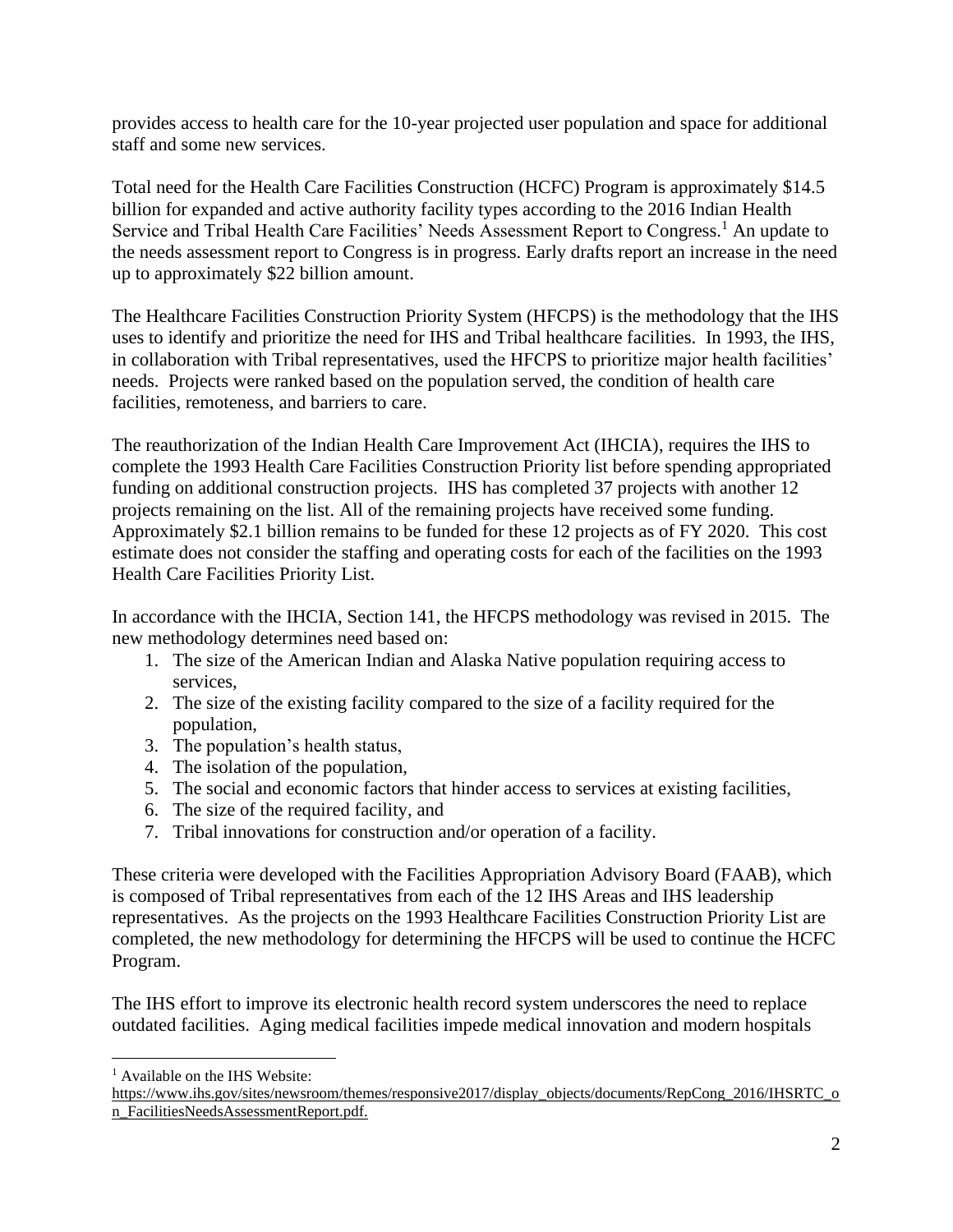provides access to health care for the 10-year projected user population and space for additional staff and some new services.

Total need for the Health Care Facilities Construction (HCFC) Program is approximately $14.5 billion for expanded and active authority facility types according to the 2016 Indian Health Service and Tribal Health Care Facilities' Needs Assessment Report to Congress.[1] An update to the needs assessment report to Congress is in progress. Early drafts report an increase in the need up to approximately $22 billion amount.

The Healthcare Facilities Construction Priority System (HFCPS) is the methodology that the IHS uses to identify and prioritize the need for IHS and Tribal healthcare facilities. In 1993, the IHS, in collaboration with Tribal representatives, used the HFCPS to prioritize major health facilities' needs. Projects were ranked based on the population served, the condition of health care facilities, remoteness, and barriers to care.

The reauthorization of the Indian Health Care Improvement Act (IHCIA), requires the IHS to complete the 1993 Health Care Facilities Construction Priority list before spending appropriated funding on additional construction projects. IHS has completed 37 projects with another 12 projects remaining on the list. All of the remaining projects have received some funding. Approximately $2.1 billion remains to be funded for these 12 projects as of FY 2020. This cost estimate does not consider the staffing and operating costs for each of the facilities on the 1993 Health Care Facilities Priority List.

In accordance with the IHCIA, Section 141, the HFCPS methodology was revised in 2015. The new methodology determines need based on:

1. The size of the American Indian and Alaska Native population requiring access to services,
2. The size of the existing facility compared to the size of a facility required for the population,
3. The population's health status,
4. The isolation of the population,
5. The social and economic factors that hinder access to services at existing facilities,
6. The size of the required facility, and
7. Tribal innovations for construction and/or operation of a facility.

These criteria were developed with the Facilities Appropriation Advisory Board (FAAB), which is composed of Tribal representatives from each of the 12 IHS Areas and IHS leadership representatives. As the projects on the 1993 Healthcare Facilities Construction Priority List are completed, the new methodology for determining the HFCPS will be used to continue the HCFC Program.

The IHS effort to improve its electronic health record system underscores the need to replace outdated facilities. Aging medical facilities impede medical innovation and modern hospitals

[1] Available on the IHS Website: https://www.ihs.gov/sites/newsroom/themes/responsive2017/display_objects/documents/RepCong_2016/IHSRTC_on_FacilitiesNeedsAssessmentReport.pdf.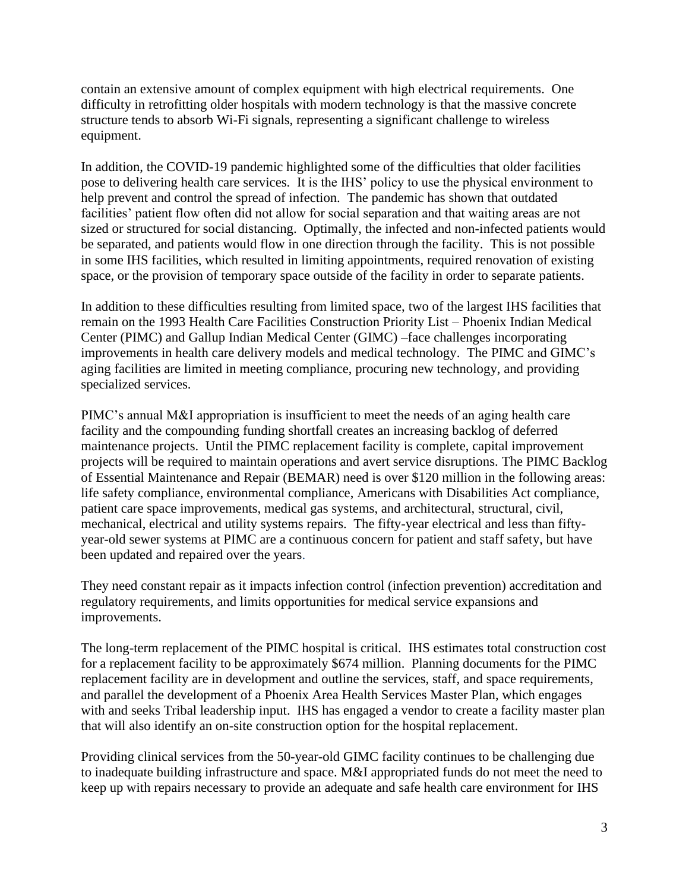contain an extensive amount of complex equipment with high electrical requirements. One difficulty in retrofitting older hospitals with modern technology is that the massive concrete structure tends to absorb Wi-Fi signals, representing a significant challenge to wireless equipment.

In addition, the COVID-19 pandemic highlighted some of the difficulties that older facilities pose to delivering health care services. It is the IHS' policy to use the physical environment to help prevent and control the spread of infection. The pandemic has shown that outdated facilities' patient flow often did not allow for social separation and that waiting areas are not sized or structured for social distancing. Optimally, the infected and non-infected patients would be separated, and patients would flow in one direction through the facility. This is not possible in some IHS facilities, which resulted in limiting appointments, required renovation of existing space, or the provision of temporary space outside of the facility in order to separate patients.

In addition to these difficulties resulting from limited space, two of the largest IHS facilities that remain on the 1993 Health Care Facilities Construction Priority List – Phoenix Indian Medical Center (PIMC) and Gallup Indian Medical Center (GIMC) –face challenges incorporating improvements in health care delivery models and medical technology. The PIMC and GIMC's aging facilities are limited in meeting compliance, procuring new technology, and providing specialized services.

PIMC's annual M&I appropriation is insufficient to meet the needs of an aging health care facility and the compounding funding shortfall creates an increasing backlog of deferred maintenance projects. Until the PIMC replacement facility is complete, capital improvement projects will be required to maintain operations and avert service disruptions. The PIMC Backlog of Essential Maintenance and Repair (BEMAR) need is over $120 million in the following areas: life safety compliance, environmental compliance, Americans with Disabilities Act compliance, patient care space improvements, medical gas systems, and architectural, structural, civil, mechanical, electrical and utility systems repairs. The fifty-year electrical and less than fifty-year-old sewer systems at PIMC are a continuous concern for patient and staff safety, but have been updated and repaired over the years.

They need constant repair as it impacts infection control (infection prevention) accreditation and regulatory requirements, and limits opportunities for medical service expansions and improvements.

The long-term replacement of the PIMC hospital is critical. IHS estimates total construction cost for a replacement facility to be approximately $674 million. Planning documents for the PIMC replacement facility are in development and outline the services, staff, and space requirements, and parallel the development of a Phoenix Area Health Services Master Plan, which engages with and seeks Tribal leadership input. IHS has engaged a vendor to create a facility master plan that will also identify an on-site construction option for the hospital replacement.

Providing clinical services from the 50-year-old GIMC facility continues to be challenging due to inadequate building infrastructure and space. M&I appropriated funds do not meet the need to keep up with repairs necessary to provide an adequate and safe health care environment for IHS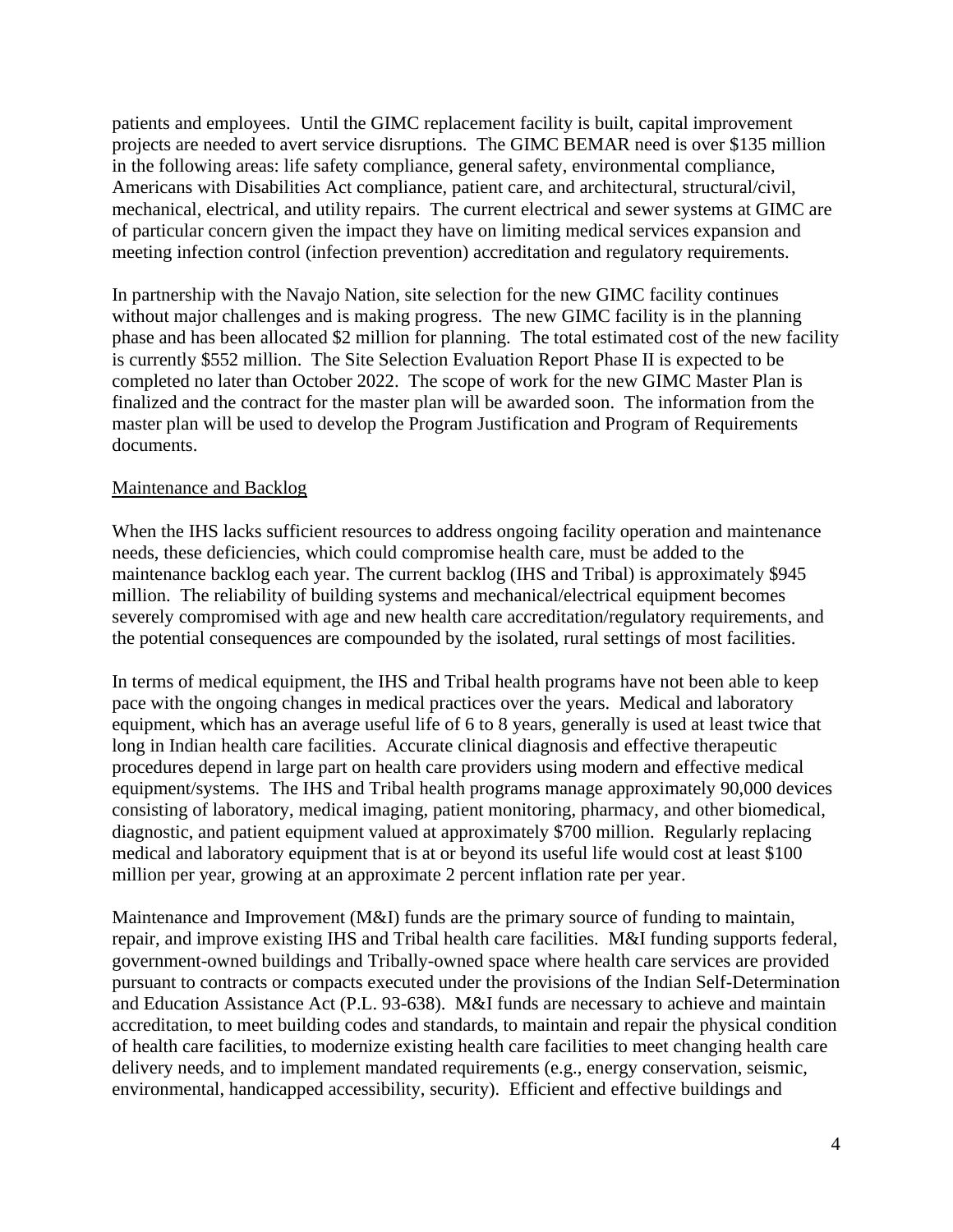patients and employees. Until the GIMC replacement facility is built, capital improvement projects are needed to avert service disruptions. The GIMC BEMAR need is over $135 million in the following areas: life safety compliance, general safety, environmental compliance, Americans with Disabilities Act compliance, patient care, and architectural, structural/civil, mechanical, electrical, and utility repairs. The current electrical and sewer systems at GIMC are of particular concern given the impact they have on limiting medical services expansion and meeting infection control (infection prevention) accreditation and regulatory requirements.

In partnership with the Navajo Nation, site selection for the new GIMC facility continues without major challenges and is making progress. The new GIMC facility is in the planning phase and has been allocated $2 million for planning. The total estimated cost of the new facility is currently $552 million. The Site Selection Evaluation Report Phase II is expected to be completed no later than October 2022. The scope of work for the new GIMC Master Plan is finalized and the contract for the master plan will be awarded soon. The information from the master plan will be used to develop the Program Justification and Program of Requirements documents.

<u>Maintenance and Backlog</u>

When the IHS lacks sufficient resources to address ongoing facility operation and maintenance needs, these deficiencies, which could compromise health care, must be added to the maintenance backlog each year. The current backlog (IHS and Tribal) is approximately $945 million. The reliability of building systems and mechanical/electrical equipment becomes severely compromised with age and new health care accreditation/regulatory requirements, and the potential consequences are compounded by the isolated, rural settings of most facilities.

In terms of medical equipment, the IHS and Tribal health programs have not been able to keep pace with the ongoing changes in medical practices over the years. Medical and laboratory equipment, which has an average useful life of 6 to 8 years, generally is used at least twice that long in Indian health care facilities. Accurate clinical diagnosis and effective therapeutic procedures depend in large part on health care providers using modern and effective medical equipment/systems. The IHS and Tribal health programs manage approximately 90,000 devices consisting of laboratory, medical imaging, patient monitoring, pharmacy, and other biomedical, diagnostic, and patient equipment valued at approximately $700 million. Regularly replacing medical and laboratory equipment that is at or beyond its useful life would cost at least $100 million per year, growing at an approximate 2 percent inflation rate per year.

Maintenance and Improvement (M&I) funds are the primary source of funding to maintain, repair, and improve existing IHS and Tribal health care facilities. M&I funding supports federal, government-owned buildings and Tribally-owned space where health care services are provided pursuant to contracts or compacts executed under the provisions of the Indian Self-Determination and Education Assistance Act (P.L. 93-638). M&I funds are necessary to achieve and maintain accreditation, to meet building codes and standards, to maintain and repair the physical condition of health care facilities, to modernize existing health care facilities to meet changing health care delivery needs, and to implement mandated requirements (e.g., energy conservation, seismic, environmental, handicapped accessibility, security). Efficient and effective buildings and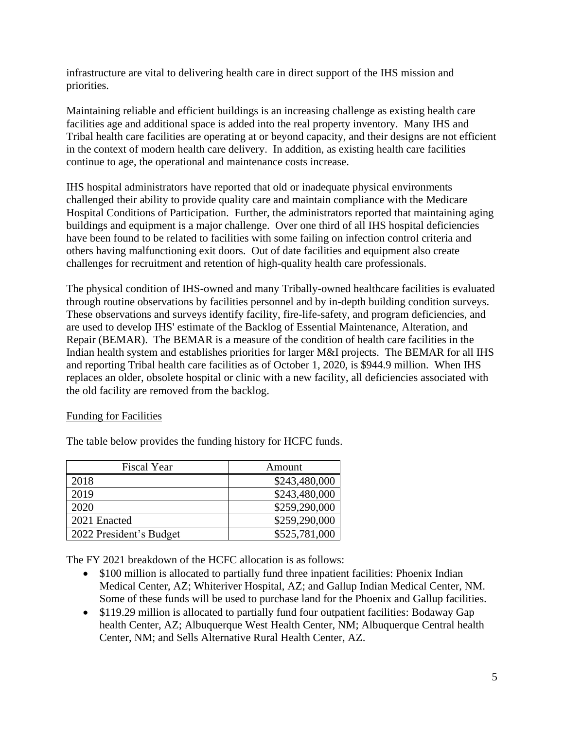infrastructure are vital to delivering health care in direct support of the IHS mission and priorities.

Maintaining reliable and efficient buildings is an increasing challenge as existing health care facilities age and additional space is added into the real property inventory. Many IHS and Tribal health care facilities are operating at or beyond capacity, and their designs are not efficient in the context of modern health care delivery. In addition, as existing health care facilities continue to age, the operational and maintenance costs increase.

IHS hospital administrators have reported that old or inadequate physical environments challenged their ability to provide quality care and maintain compliance with the Medicare Hospital Conditions of Participation. Further, the administrators reported that maintaining aging buildings and equipment is a major challenge. Over one third of all IHS hospital deficiencies have been found to be related to facilities with some failing on infection control criteria and others having malfunctioning exit doors. Out of date facilities and equipment also create challenges for recruitment and retention of high-quality health care professionals.

The physical condition of IHS-owned and many Tribally-owned healthcare facilities is evaluated through routine observations by facilities personnel and by in-depth building condition surveys. These observations and surveys identify facility, fire-life-safety, and program deficiencies, and are used to develop IHS' estimate of the Backlog of Essential Maintenance, Alteration, and Repair (BEMAR). The BEMAR is a measure of the condition of health care facilities in the Indian health system and establishes priorities for larger M&I projects. The BEMAR for all IHS and reporting Tribal health care facilities as of October 1, 2020, is $944.9 million. When IHS replaces an older, obsolete hospital or clinic with a new facility, all deficiencies associated with the old facility are removed from the backlog.

<u>Funding for Facilities</u>

The table below provides the funding history for HCFC funds.

| Fiscal Year | Amount |
|---|---:|
| 2018 | $243,480,000 |
| 2019 | $243,480,000 |
| 2020 | $259,290,000 |
| 2021 Enacted | $259,290,000 |
| 2022 President's Budget | $525,781,000 |

The FY 2021 breakdown of the HCFC allocation is as follows:

- $100 million is allocated to partially fund three inpatient facilities: Phoenix Indian Medical Center, AZ; Whiteriver Hospital, AZ; and Gallup Indian Medical Center, NM. Some of these funds will be used to purchase land for the Phoenix and Gallup facilities.
- $119.29 million is allocated to partially fund four outpatient facilities: Bodaway Gap health Center, AZ; Albuquerque West Health Center, NM; Albuquerque Central health Center, NM; and Sells Alternative Rural Health Center, AZ.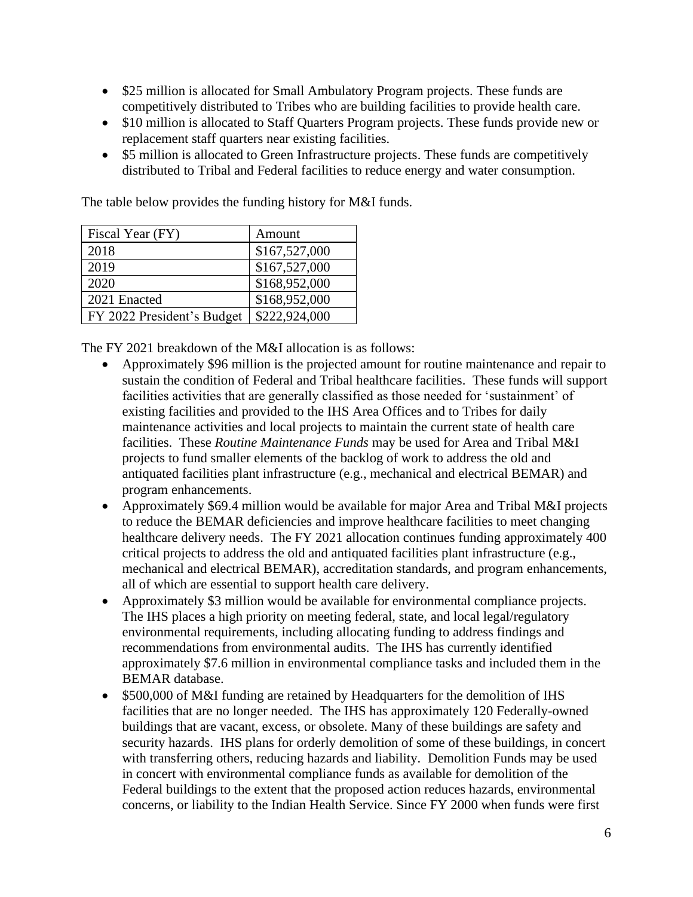- $25 million is allocated for Small Ambulatory Program projects. These funds are competitively distributed to Tribes who are building facilities to provide health care.
- $10 million is allocated to Staff Quarters Program projects. These funds provide new or replacement staff quarters near existing facilities.
- $5 million is allocated to Green Infrastructure projects. These funds are competitively distributed to Tribal and Federal facilities to reduce energy and water consumption.

The table below provides the funding history for M&I funds.

| Fiscal Year (FY) | Amount |
|---|---|
| 2018 | $167,527,000 |
| 2019 | $167,527,000 |
| 2020 | $168,952,000 |
| 2021 Enacted | $168,952,000 |
| FY 2022 President's Budget | $222,924,000 |

The FY 2021 breakdown of the M&I allocation is as follows:

- Approximately $96 million is the projected amount for routine maintenance and repair to sustain the condition of Federal and Tribal healthcare facilities. These funds will support facilities activities that are generally classified as those needed for 'sustainment' of existing facilities and provided to the IHS Area Offices and to Tribes for daily maintenance activities and local projects to maintain the current state of health care facilities. These *Routine Maintenance Funds* may be used for Area and Tribal M&I projects to fund smaller elements of the backlog of work to address the old and antiquated facilities plant infrastructure (e.g., mechanical and electrical BEMAR) and program enhancements.
- Approximately $69.4 million would be available for major Area and Tribal M&I projects to reduce the BEMAR deficiencies and improve healthcare facilities to meet changing healthcare delivery needs. The FY 2021 allocation continues funding approximately 400 critical projects to address the old and antiquated facilities plant infrastructure (e.g., mechanical and electrical BEMAR), accreditation standards, and program enhancements, all of which are essential to support health care delivery.
- Approximately $3 million would be available for environmental compliance projects. The IHS places a high priority on meeting federal, state, and local legal/regulatory environmental requirements, including allocating funding to address findings and recommendations from environmental audits. The IHS has currently identified approximately $7.6 million in environmental compliance tasks and included them in the BEMAR database.
- $500,000 of M&I funding are retained by Headquarters for the demolition of IHS facilities that are no longer needed. The IHS has approximately 120 Federally-owned buildings that are vacant, excess, or obsolete. Many of these buildings are safety and security hazards. IHS plans for orderly demolition of some of these buildings, in concert with transferring others, reducing hazards and liability. Demolition Funds may be used in concert with environmental compliance funds as available for demolition of the Federal buildings to the extent that the proposed action reduces hazards, environmental concerns, or liability to the Indian Health Service. Since FY 2000 when funds were first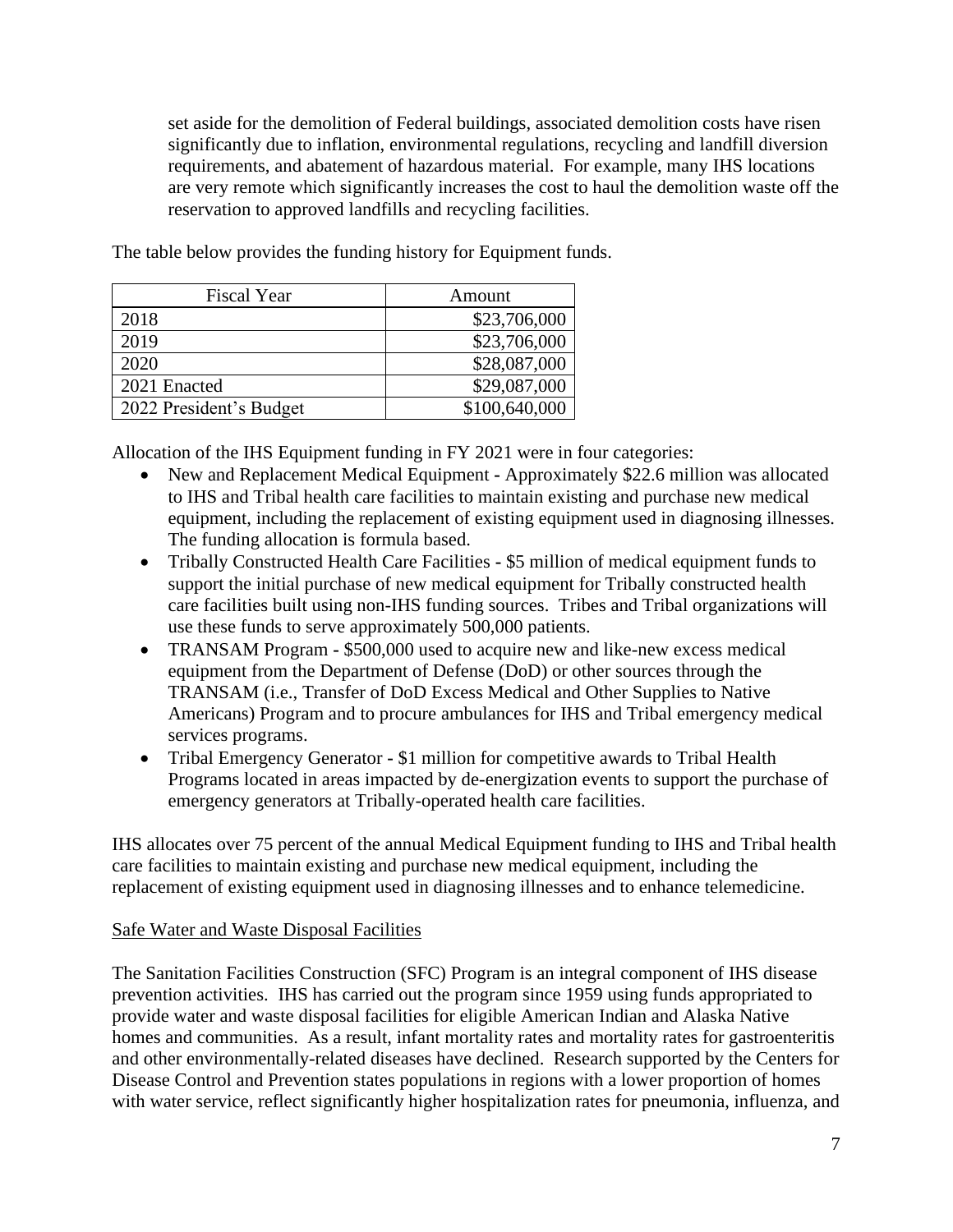set aside for the demolition of Federal buildings, associated demolition costs have risen significantly due to inflation, environmental regulations, recycling and landfill diversion requirements, and abatement of hazardous material. For example, many IHS locations are very remote which significantly increases the cost to haul the demolition waste off the reservation to approved landfills and recycling facilities.

The table below provides the funding history for Equipment funds.

| Fiscal Year | Amount |
| --- | ---: |
| 2018 | $23,706,000 |
| 2019 | $23,706,000 |
| 2020 | $28,087,000 |
| 2021 Enacted | $29,087,000 |
| 2022 President's Budget | $100,640,000 |

Allocation of the IHS Equipment funding in FY 2021 were in four categories:

- New and Replacement Medical Equipment - Approximately $22.6 million was allocated to IHS and Tribal health care facilities to maintain existing and purchase new medical equipment, including the replacement of existing equipment used in diagnosing illnesses. The funding allocation is formula based.
- Tribally Constructed Health Care Facilities - $5 million of medical equipment funds to support the initial purchase of new medical equipment for Tribally constructed health care facilities built using non-IHS funding sources. Tribes and Tribal organizations will use these funds to serve approximately 500,000 patients.
- TRANSAM Program - $500,000 used to acquire new and like-new excess medical equipment from the Department of Defense (DoD) or other sources through the TRANSAM (i.e., Transfer of DoD Excess Medical and Other Supplies to Native Americans) Program and to procure ambulances for IHS and Tribal emergency medical services programs.
- Tribal Emergency Generator - $1 million for competitive awards to Tribal Health Programs located in areas impacted by de-energization events to support the purchase of emergency generators at Tribally-operated health care facilities.

IHS allocates over 75 percent of the annual Medical Equipment funding to IHS and Tribal health care facilities to maintain existing and purchase new medical equipment, including the replacement of existing equipment used in diagnosing illnesses and to enhance telemedicine.

## Safe Water and Waste Disposal Facilities

The Sanitation Facilities Construction (SFC) Program is an integral component of IHS disease prevention activities. IHS has carried out the program since 1959 using funds appropriated to provide water and waste disposal facilities for eligible American Indian and Alaska Native homes and communities. As a result, infant mortality rates and mortality rates for gastroenteritis and other environmentally-related diseases have declined. Research supported by the Centers for Disease Control and Prevention states populations in regions with a lower proportion of homes with water service, reflect significantly higher hospitalization rates for pneumonia, influenza, and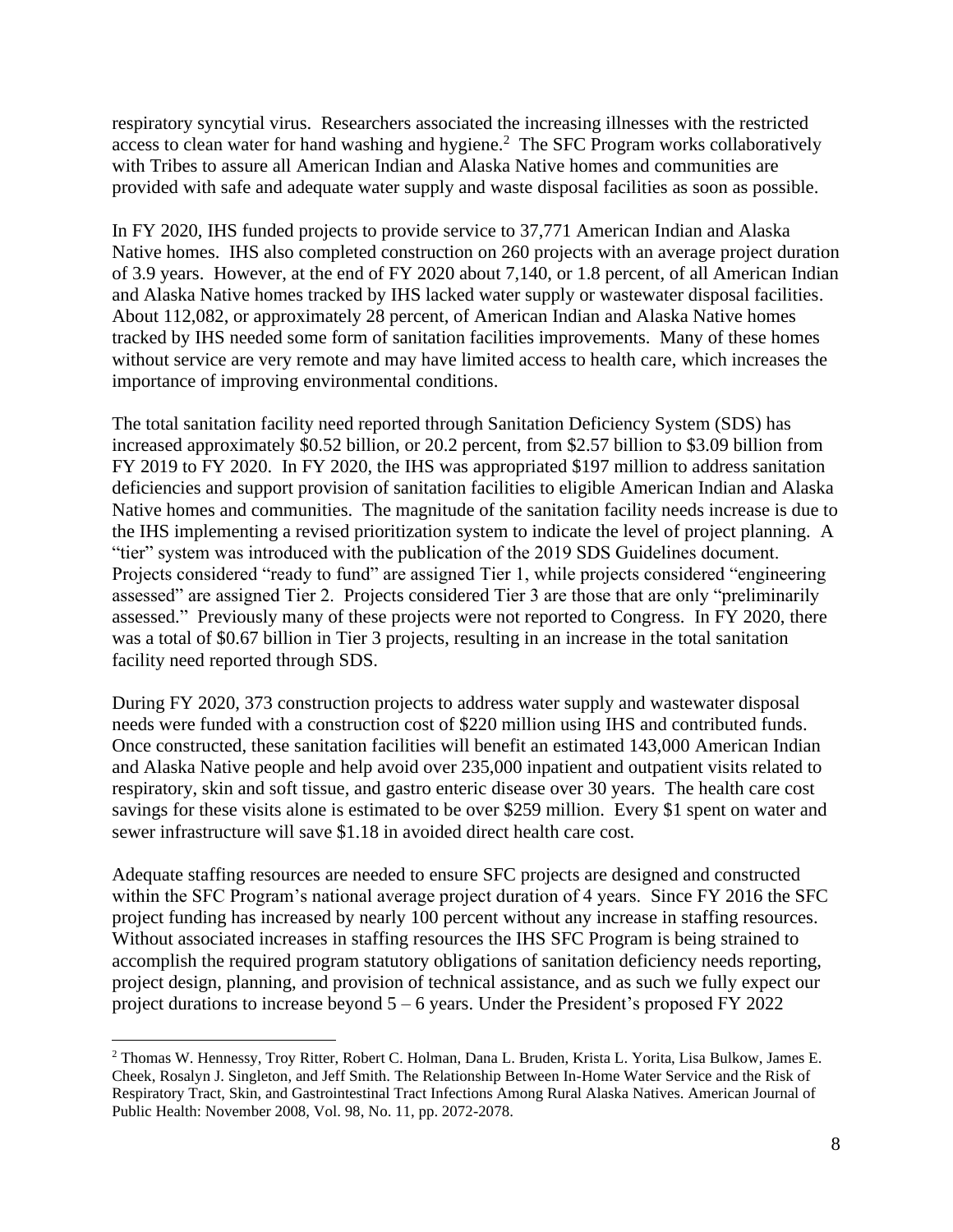respiratory syncytial virus. Researchers associated the increasing illnesses with the restricted access to clean water for hand washing and hygiene.[2] The SFC Program works collaboratively with Tribes to assure all American Indian and Alaska Native homes and communities are provided with safe and adequate water supply and waste disposal facilities as soon as possible.

In FY 2020, IHS funded projects to provide service to 37,771 American Indian and Alaska Native homes. IHS also completed construction on 260 projects with an average project duration of 3.9 years. However, at the end of FY 2020 about 7,140, or 1.8 percent, of all American Indian and Alaska Native homes tracked by IHS lacked water supply or wastewater disposal facilities. About 112,082, or approximately 28 percent, of American Indian and Alaska Native homes tracked by IHS needed some form of sanitation facilities improvements. Many of these homes without service are very remote and may have limited access to health care, which increases the importance of improving environmental conditions.

The total sanitation facility need reported through Sanitation Deficiency System (SDS) has increased approximately $0.52 billion, or 20.2 percent, from $2.57 billion to $3.09 billion from FY 2019 to FY 2020. In FY 2020, the IHS was appropriated $197 million to address sanitation deficiencies and support provision of sanitation facilities to eligible American Indian and Alaska Native homes and communities. The magnitude of the sanitation facility needs increase is due to the IHS implementing a revised prioritization system to indicate the level of project planning. A "tier" system was introduced with the publication of the 2019 SDS Guidelines document. Projects considered "ready to fund" are assigned Tier 1, while projects considered "engineering assessed" are assigned Tier 2. Projects considered Tier 3 are those that are only "preliminarily assessed." Previously many of these projects were not reported to Congress. In FY 2020, there was a total of $0.67 billion in Tier 3 projects, resulting in an increase in the total sanitation facility need reported through SDS.

During FY 2020, 373 construction projects to address water supply and wastewater disposal needs were funded with a construction cost of $220 million using IHS and contributed funds. Once constructed, these sanitation facilities will benefit an estimated 143,000 American Indian and Alaska Native people and help avoid over 235,000 inpatient and outpatient visits related to respiratory, skin and soft tissue, and gastro enteric disease over 30 years. The health care cost savings for these visits alone is estimated to be over $259 million. Every $1 spent on water and sewer infrastructure will save $1.18 in avoided direct health care cost.

Adequate staffing resources are needed to ensure SFC projects are designed and constructed within the SFC Program's national average project duration of 4 years. Since FY 2016 the SFC project funding has increased by nearly 100 percent without any increase in staffing resources. Without associated increases in staffing resources the IHS SFC Program is being strained to accomplish the required program statutory obligations of sanitation deficiency needs reporting, project design, planning, and provision of technical assistance, and as such we fully expect our project durations to increase beyond 5 – 6 years. Under the President's proposed FY 2022

---

[2] Thomas W. Hennessy, Troy Ritter, Robert C. Holman, Dana L. Bruden, Krista L. Yorita, Lisa Bulkow, James E. Cheek, Rosalyn J. Singleton, and Jeff Smith. The Relationship Between In-Home Water Service and the Risk of Respiratory Tract, Skin, and Gastrointestinal Tract Infections Among Rural Alaska Natives. American Journal of Public Health: November 2008, Vol. 98, No. 11, pp. 2072-2078.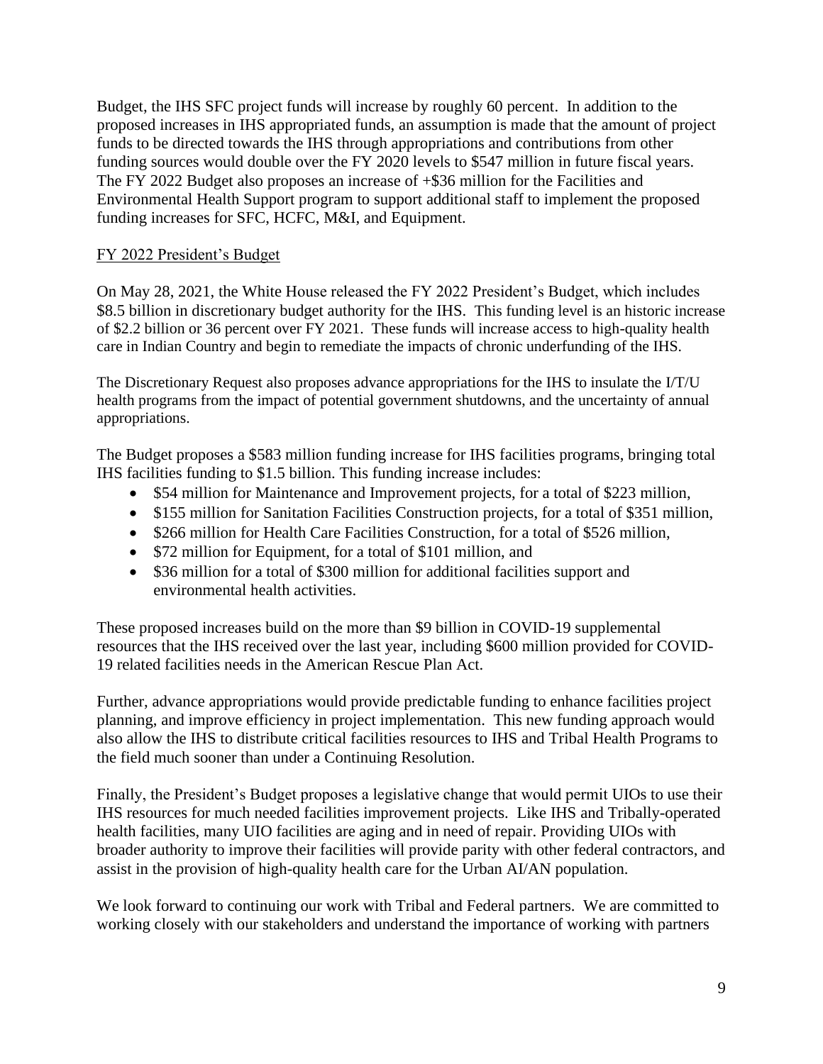Budget, the IHS SFC project funds will increase by roughly 60 percent. In addition to the proposed increases in IHS appropriated funds, an assumption is made that the amount of project funds to be directed towards the IHS through appropriations and contributions from other funding sources would double over the FY 2020 levels to $547 million in future fiscal years. The FY 2022 Budget also proposes an increase of +$36 million for the Facilities and Environmental Health Support program to support additional staff to implement the proposed funding increases for SFC, HCFC, M&I, and Equipment.

<u>FY 2022 President's Budget</u>

On May 28, 2021, the White House released the FY 2022 President's Budget, which includes $8.5 billion in discretionary budget authority for the IHS. This funding level is an historic increase of $2.2 billion or 36 percent over FY 2021. These funds will increase access to high-quality health care in Indian Country and begin to remediate the impacts of chronic underfunding of the IHS.

The Discretionary Request also proposes advance appropriations for the IHS to insulate the I/T/U health programs from the impact of potential government shutdowns, and the uncertainty of annual appropriations.

The Budget proposes a $583 million funding increase for IHS facilities programs, bringing total IHS facilities funding to $1.5 billion. This funding increase includes:

- $54 million for Maintenance and Improvement projects, for a total of $223 million,
- $155 million for Sanitation Facilities Construction projects, for a total of $351 million,
- $266 million for Health Care Facilities Construction, for a total of $526 million,
- $72 million for Equipment, for a total of $101 million, and
- $36 million for a total of $300 million for additional facilities support and environmental health activities.

These proposed increases build on the more than $9 billion in COVID-19 supplemental resources that the IHS received over the last year, including $600 million provided for COVID-19 related facilities needs in the American Rescue Plan Act.

Further, advance appropriations would provide predictable funding to enhance facilities project planning, and improve efficiency in project implementation. This new funding approach would also allow the IHS to distribute critical facilities resources to IHS and Tribal Health Programs to the field much sooner than under a Continuing Resolution.

Finally, the President's Budget proposes a legislative change that would permit UIOs to use their IHS resources for much needed facilities improvement projects. Like IHS and Tribally-operated health facilities, many UIO facilities are aging and in need of repair. Providing UIOs with broader authority to improve their facilities will provide parity with other federal contractors, and assist in the provision of high-quality health care for the Urban AI/AN population.

We look forward to continuing our work with Tribal and Federal partners. We are committed to working closely with our stakeholders and understand the importance of working with partners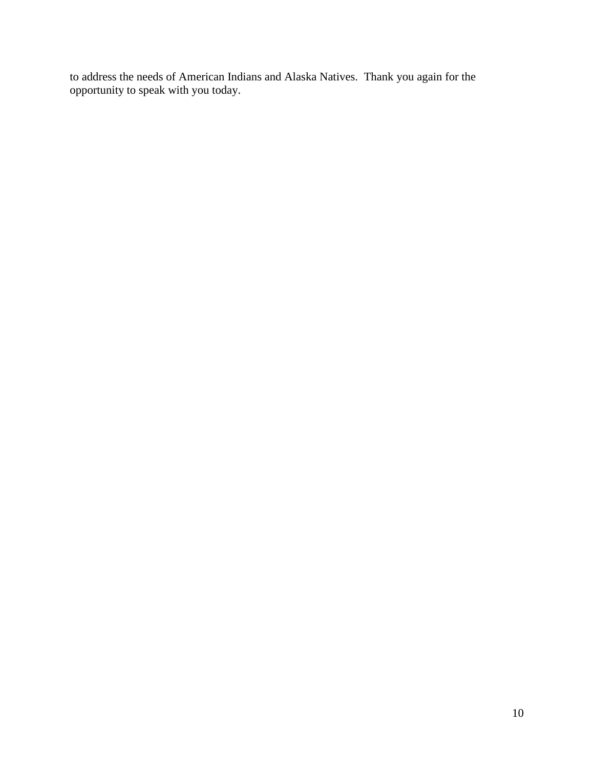to address the needs of American Indians and Alaska Natives. Thank you again for the opportunity to speak with you today.